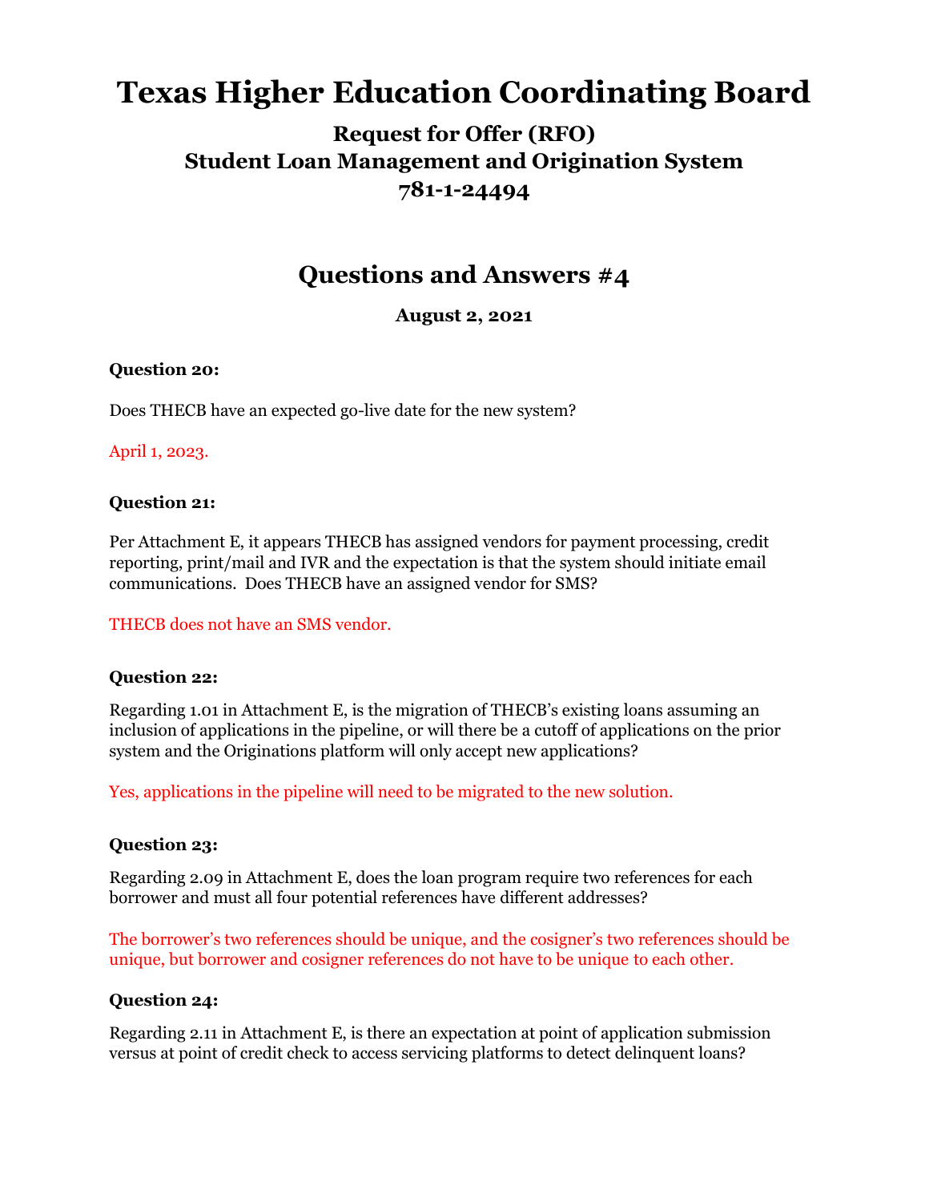# Texas Higher Education Coordinating Board

## Request for Offer (RFO)
## Student Loan Management and Origination System
## 781-1-24494

## Questions and Answers #4

**August 2, 2021**

**Question 20:**

Does THECB have an expected go-live date for the new system?

April 1, 2023.

**Question 21:**

Per Attachment E, it appears THECB has assigned vendors for payment processing, credit reporting, print/mail and IVR and the expectation is that the system should initiate email communications. Does THECB have an assigned vendor for SMS?

THECB does not have an SMS vendor.

**Question 22:**

Regarding 1.01 in Attachment E, is the migration of THECB's existing loans assuming an inclusion of applications in the pipeline, or will there be a cutoff of applications on the prior system and the Originations platform will only accept new applications?

Yes, applications in the pipeline will need to be migrated to the new solution.

**Question 23:**

Regarding 2.09 in Attachment E, does the loan program require two references for each borrower and must all four potential references have different addresses?

The borrower's two references should be unique, and the cosigner's two references should be unique, but borrower and cosigner references do not have to be unique to each other.

**Question 24:**

Regarding 2.11 in Attachment E, is there an expectation at point of application submission versus at point of credit check to access servicing platforms to detect delinquent loans?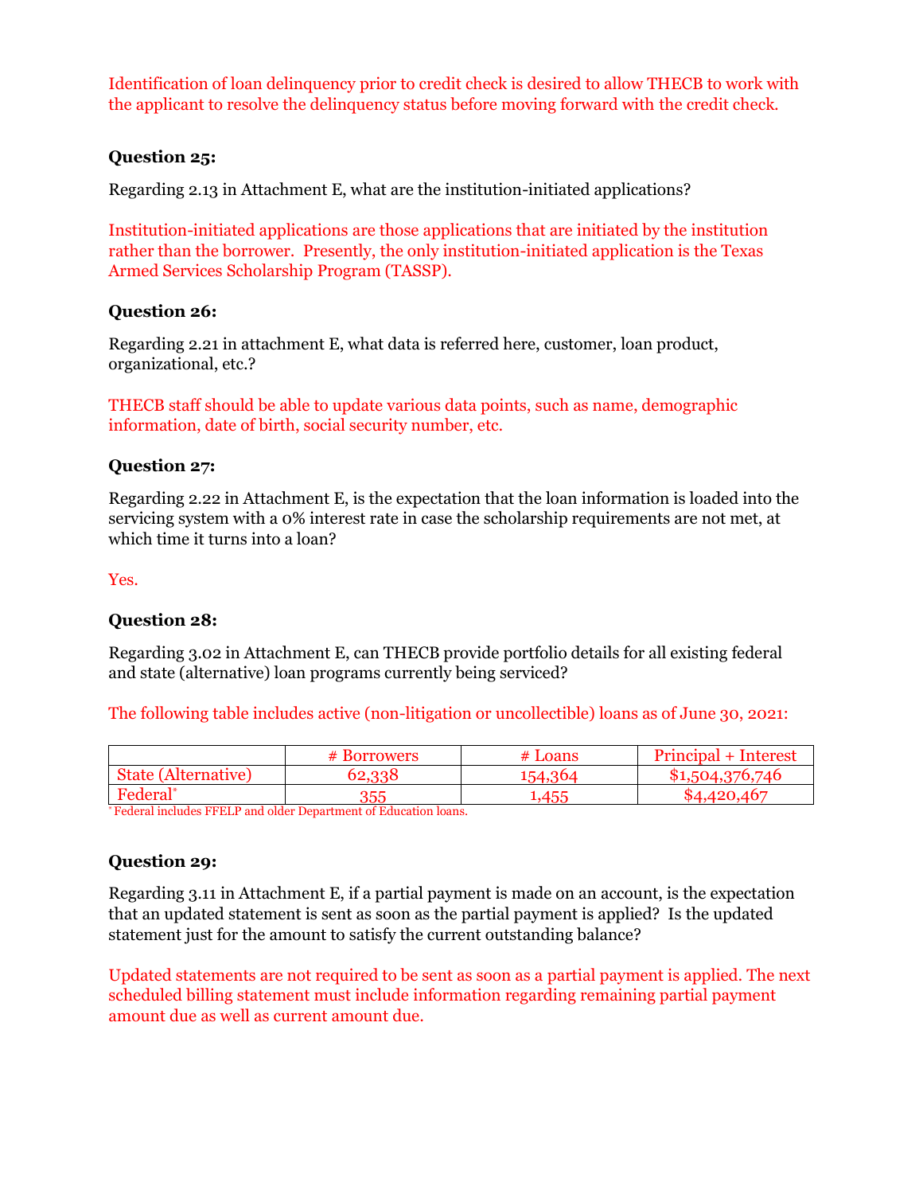Identification of loan delinquency prior to credit check is desired to allow THECB to work with the applicant to resolve the delinquency status before moving forward with the credit check.

### Question 25:

Regarding 2.13 in Attachment E, what are the institution-initiated applications?

Institution-initiated applications are those applications that are initiated by the institution rather than the borrower. Presently, the only institution-initiated application is the Texas Armed Services Scholarship Program (TASSP).

### Question 26:

Regarding 2.21 in attachment E, what data is referred here, customer, loan product, organizational, etc.?

THECB staff should be able to update various data points, such as name, demographic information, date of birth, social security number, etc.

### Question 27:

Regarding 2.22 in Attachment E, is the expectation that the loan information is loaded into the servicing system with a 0% interest rate in case the scholarship requirements are not met, at which time it turns into a loan?

Yes.

### Question 28:

Regarding 3.02 in Attachment E, can THECB provide portfolio details for all existing federal and state (alternative) loan programs currently being serviced?

The following table includes active (non-litigation or uncollectible) loans as of June 30, 2021:

| | # Borrowers | # Loans | Principal + Interest |
|---|---|---|---|
| State (Alternative) | 62,338 | 154,364 | $1,504,376,746 |
| Federal* | 355 | 1,455 | $4,420,467 |

* Federal includes FFELP and older Department of Education loans.

### Question 29:

Regarding 3.11 in Attachment E, if a partial payment is made on an account, is the expectation that an updated statement is sent as soon as the partial payment is applied? Is the updated statement just for the amount to satisfy the current outstanding balance?

Updated statements are not required to be sent as soon as a partial payment is applied. The next scheduled billing statement must include information regarding remaining partial payment amount due as well as current amount due.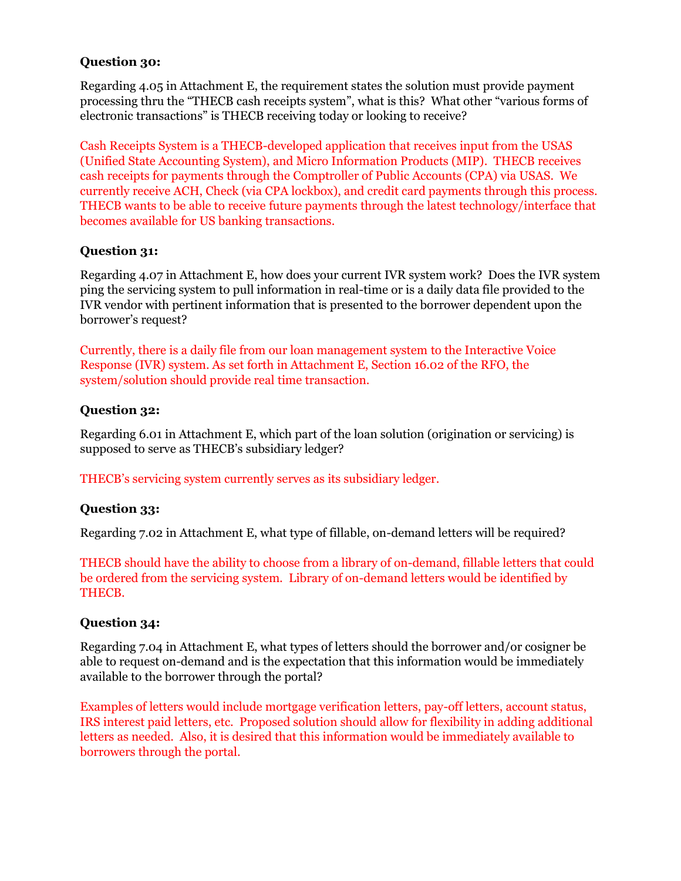**Question 30:**

Regarding 4.05 in Attachment E, the requirement states the solution must provide payment processing thru the "THECB cash receipts system", what is this? What other "various forms of electronic transactions" is THECB receiving today or looking to receive?

Cash Receipts System is a THECB-developed application that receives input from the USAS (Unified State Accounting System), and Micro Information Products (MIP). THECB receives cash receipts for payments through the Comptroller of Public Accounts (CPA) via USAS. We currently receive ACH, Check (via CPA lockbox), and credit card payments through this process. THECB wants to be able to receive future payments through the latest technology/interface that becomes available for US banking transactions.

**Question 31:**

Regarding 4.07 in Attachment E, how does your current IVR system work? Does the IVR system ping the servicing system to pull information in real-time or is a daily data file provided to the IVR vendor with pertinent information that is presented to the borrower dependent upon the borrower's request?

Currently, there is a daily file from our loan management system to the Interactive Voice Response (IVR) system. As set forth in Attachment E, Section 16.02 of the RFO, the system/solution should provide real time transaction.

**Question 32:**

Regarding 6.01 in Attachment E, which part of the loan solution (origination or servicing) is supposed to serve as THECB's subsidiary ledger?

THECB's servicing system currently serves as its subsidiary ledger.

**Question 33:**

Regarding 7.02 in Attachment E, what type of fillable, on-demand letters will be required?

THECB should have the ability to choose from a library of on-demand, fillable letters that could be ordered from the servicing system. Library of on-demand letters would be identified by THECB.

**Question 34:**

Regarding 7.04 in Attachment E, what types of letters should the borrower and/or cosigner be able to request on-demand and is the expectation that this information would be immediately available to the borrower through the portal?

Examples of letters would include mortgage verification letters, pay-off letters, account status, IRS interest paid letters, etc. Proposed solution should allow for flexibility in adding additional letters as needed. Also, it is desired that this information would be immediately available to borrowers through the portal.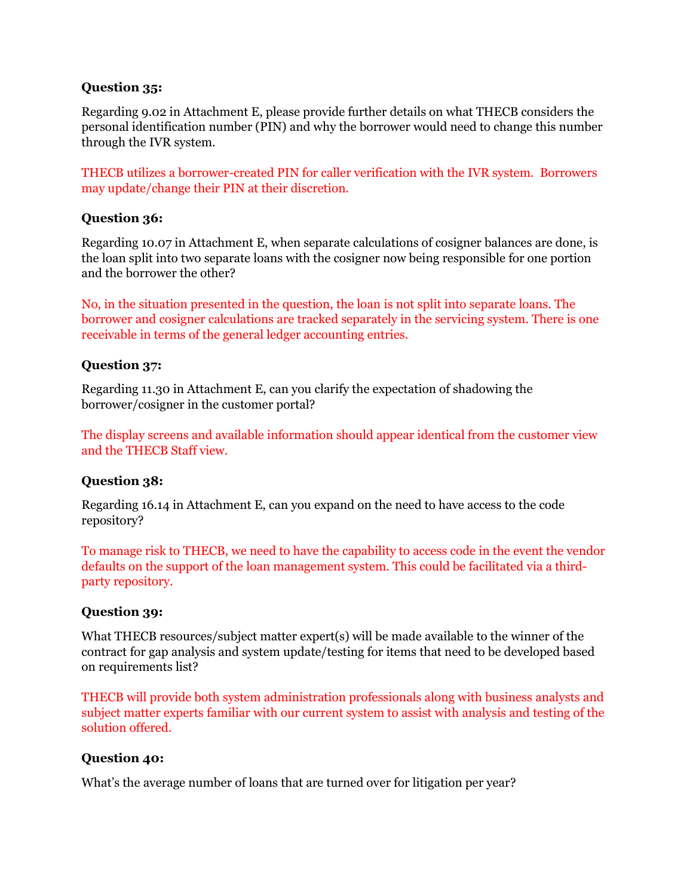**Question 35:**

Regarding 9.02 in Attachment E, please provide further details on what THECB considers the personal identification number (PIN) and why the borrower would need to change this number through the IVR system.

THECB utilizes a borrower-created PIN for caller verification with the IVR system. Borrowers may update/change their PIN at their discretion.

**Question 36:**

Regarding 10.07 in Attachment E, when separate calculations of cosigner balances are done, is the loan split into two separate loans with the cosigner now being responsible for one portion and the borrower the other?

No, in the situation presented in the question, the loan is not split into separate loans. The borrower and cosigner calculations are tracked separately in the servicing system. There is one receivable in terms of the general ledger accounting entries.

**Question 37:**

Regarding 11.30 in Attachment E, can you clarify the expectation of shadowing the borrower/cosigner in the customer portal?

The display screens and available information should appear identical from the customer view and the THECB Staff view.

**Question 38:**

Regarding 16.14 in Attachment E, can you expand on the need to have access to the code repository?

To manage risk to THECB, we need to have the capability to access code in the event the vendor defaults on the support of the loan management system. This could be facilitated via a third-party repository.

**Question 39:**

What THECB resources/subject matter expert(s) will be made available to the winner of the contract for gap analysis and system update/testing for items that need to be developed based on requirements list?

THECB will provide both system administration professionals along with business analysts and subject matter experts familiar with our current system to assist with analysis and testing of the solution offered.

**Question 40:**

What's the average number of loans that are turned over for litigation per year?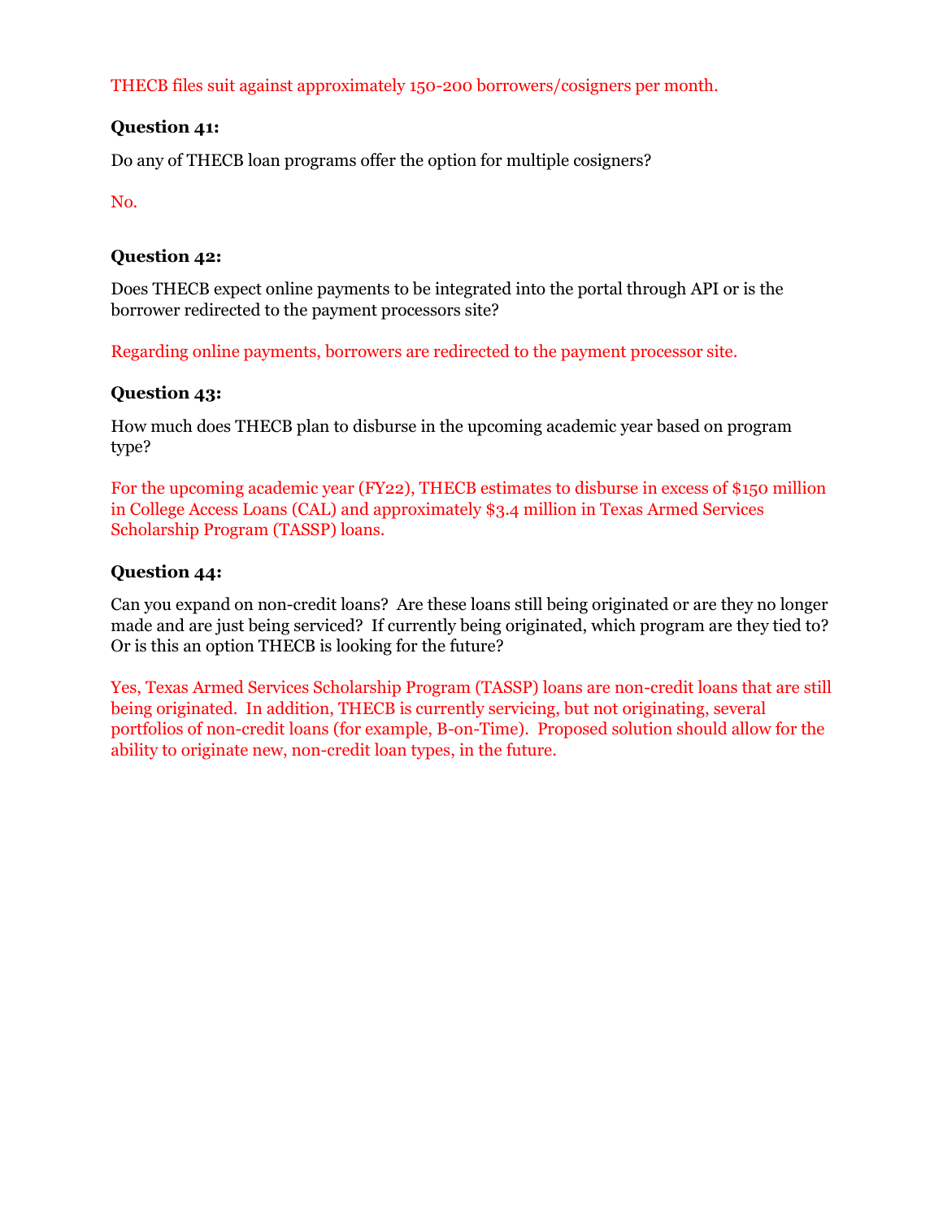THECB files suit against approximately 150-200 borrowers/cosigners per month.

**Question 41:**

Do any of THECB loan programs offer the option for multiple cosigners?

No.

**Question 42:**

Does THECB expect online payments to be integrated into the portal through API or is the borrower redirected to the payment processors site?

Regarding online payments, borrowers are redirected to the payment processor site.

**Question 43:**

How much does THECB plan to disburse in the upcoming academic year based on program type?

For the upcoming academic year (FY22), THECB estimates to disburse in excess of $150 million in College Access Loans (CAL) and approximately $3.4 million in Texas Armed Services Scholarship Program (TASSP) loans.

**Question 44:**

Can you expand on non-credit loans? Are these loans still being originated or are they no longer made and are just being serviced? If currently being originated, which program are they tied to? Or is this an option THECB is looking for the future?

Yes, Texas Armed Services Scholarship Program (TASSP) loans are non-credit loans that are still being originated. In addition, THECB is currently servicing, but not originating, several portfolios of non-credit loans (for example, B-on-Time). Proposed solution should allow for the ability to originate new, non-credit loan types, in the future.